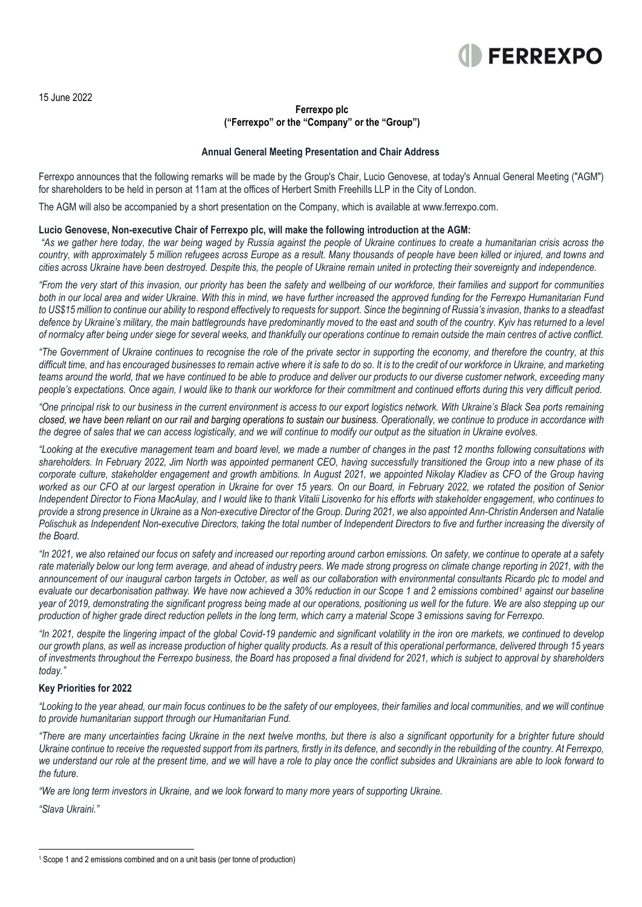15 June 2022

**Ferrexpo plc**
**("Ferrexpo" or the "Company" or the "Group")**

**Annual General Meeting Presentation and Chair Address**

Ferrexpo announces that the following remarks will be made by the Group's Chair, Lucio Genovese, at today's Annual General Meeting ("AGM") for shareholders to be held in person at 11am at the offices of Herbert Smith Freehills LLP in the City of London.

The AGM will also be accompanied by a short presentation on the Company, which is available at www.ferrexpo.com.

**Lucio Genovese, Non-executive Chair of Ferrexpo plc, will make the following introduction at the AGM:**

*"As we gather here today, the war being waged by Russia against the people of Ukraine continues to create a humanitarian crisis across the country, with approximately 5 million refugees across Europe as a result. Many thousands of people have been killed or injured, and towns and cities across Ukraine have been destroyed. Despite this, the people of Ukraine remain united in protecting their sovereignty and independence.*

*"From the very start of this invasion, our priority has been the safety and wellbeing of our workforce, their families and support for communities both in our local area and wider Ukraine. With this in mind, we have further increased the approved funding for the Ferrexpo Humanitarian Fund to US$15 million to continue our ability to respond effectively to requests for support. Since the beginning of Russia's invasion, thanks to a steadfast defence by Ukraine's military, the main battlegrounds have predominantly moved to the east and south of the country. Kyiv has returned to a level of normalcy after being under siege for several weeks, and thankfully our operations continue to remain outside the main centres of active conflict.*

*"The Government of Ukraine continues to recognise the role of the private sector in supporting the economy, and therefore the country, at this difficult time, and has encouraged businesses to remain active where it is safe to do so. It is to the credit of our workforce in Ukraine, and marketing teams around the world, that we have continued to be able to produce and deliver our products to our diverse customer network, exceeding many people's expectations. Once again, I would like to thank our workforce for their commitment and continued efforts during this very difficult period.*

*"One principal risk to our business in the current environment is access to our export logistics network. With Ukraine's Black Sea ports remaining closed, we have been reliant on our rail and barging operations to sustain our business. Operationally, we continue to produce in accordance with the degree of sales that we can access logistically, and we will continue to modify our output as the situation in Ukraine evolves.*

*"Looking at the executive management team and board level, we made a number of changes in the past 12 months following consultations with shareholders. In February 2022, Jim North was appointed permanent CEO, having successfully transitioned the Group into a new phase of its corporate culture, stakeholder engagement and growth ambitions. In August 2021, we appointed Nikolay Kladiev as CFO of the Group having worked as our CFO at our largest operation in Ukraine for over 15 years. On our Board, in February 2022, we rotated the position of Senior Independent Director to Fiona MacAulay, and I would like to thank Vitalii Lisovenko for his efforts with stakeholder engagement, who continues to provide a strong presence in Ukraine as a Non-executive Director of the Group. During 2021, we also appointed Ann-Christin Andersen and Natalie Polischuk as Independent Non-executive Directors, taking the total number of Independent Directors to five and further increasing the diversity of the Board.*

*"In 2021, we also retained our focus on safety and increased our reporting around carbon emissions. On safety, we continue to operate at a safety rate materially below our long term average, and ahead of industry peers. We made strong progress on climate change reporting in 2021, with the announcement of our inaugural carbon targets in October, as well as our collaboration with environmental consultants Ricardo plc to model and evaluate our decarbonisation pathway. We have now achieved a 30% reduction in our Scope 1 and 2 emissions combined[1] against our baseline year of 2019, demonstrating the significant progress being made at our operations, positioning us well for the future. We are also stepping up our production of higher grade direct reduction pellets in the long term, which carry a material Scope 3 emissions saving for Ferrexpo.*

*"In 2021, despite the lingering impact of the global Covid-19 pandemic and significant volatility in the iron ore markets, we continued to develop our growth plans, as well as increase production of higher quality products. As a result of this operational performance, delivered through 15 years of investments throughout the Ferrexpo business, the Board has proposed a final dividend for 2021, which is subject to approval by shareholders today."*

**Key Priorities for 2022**

*"Looking to the year ahead, our main focus continues to be the safety of our employees, their families and local communities, and we will continue to provide humanitarian support through our Humanitarian Fund.*

*"There are many uncertainties facing Ukraine in the next twelve months, but there is also a significant opportunity for a brighter future should Ukraine continue to receive the requested support from its partners, firstly in its defence, and secondly in the rebuilding of the country. At Ferrexpo, we understand our role at the present time, and we will have a role to play once the conflict subsides and Ukrainians are able to look forward to the future.*

*"We are long term investors in Ukraine, and we look forward to many more years of supporting Ukraine.*

*"Slava Ukraini."*

---

[1] Scope 1 and 2 emissions combined and on a unit basis (per tonne of production)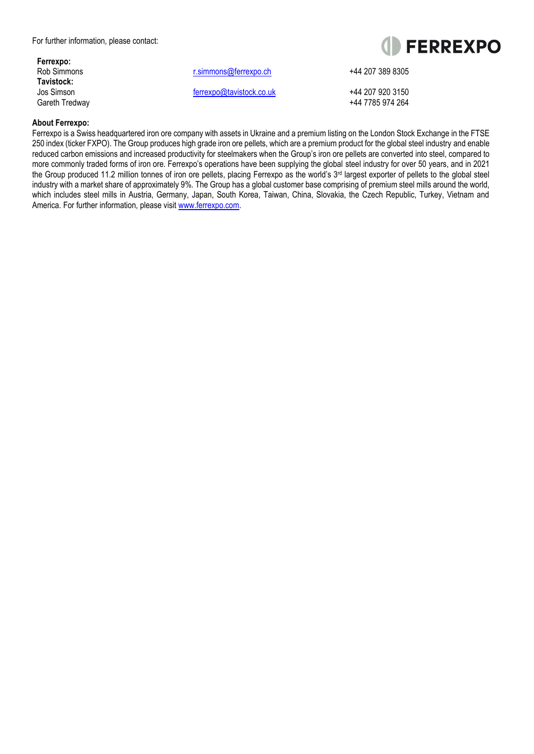For further information, please contact:

| | | |
|---|---|---|
| **Ferrexpo:** | | |
| Rob Simmons | r.simmons@ferrexpo.ch | +44 207 389 8305 |
| **Tavistock:** | | |
| Jos Simson | ferrexpo@tavistock.co.uk | +44 207 920 3150 |
| Gareth Tredway | | +44 7785 974 264 |

**About Ferrexpo:**

Ferrexpo is a Swiss headquartered iron ore company with assets in Ukraine and a premium listing on the London Stock Exchange in the FTSE 250 index (ticker FXPO). The Group produces high grade iron ore pellets, which are a premium product for the global steel industry and enable reduced carbon emissions and increased productivity for steelmakers when the Group's iron ore pellets are converted into steel, compared to more commonly traded forms of iron ore. Ferrexpo's operations have been supplying the global steel industry for over 50 years, and in 2021 the Group produced 11.2 million tonnes of iron ore pellets, placing Ferrexpo as the world's 3rd largest exporter of pellets to the global steel industry with a market share of approximately 9%. The Group has a global customer base comprising of premium steel mills around the world, which includes steel mills in Austria, Germany, Japan, South Korea, Taiwan, China, Slovakia, the Czech Republic, Turkey, Vietnam and America. For further information, please visit www.ferrexpo.com.